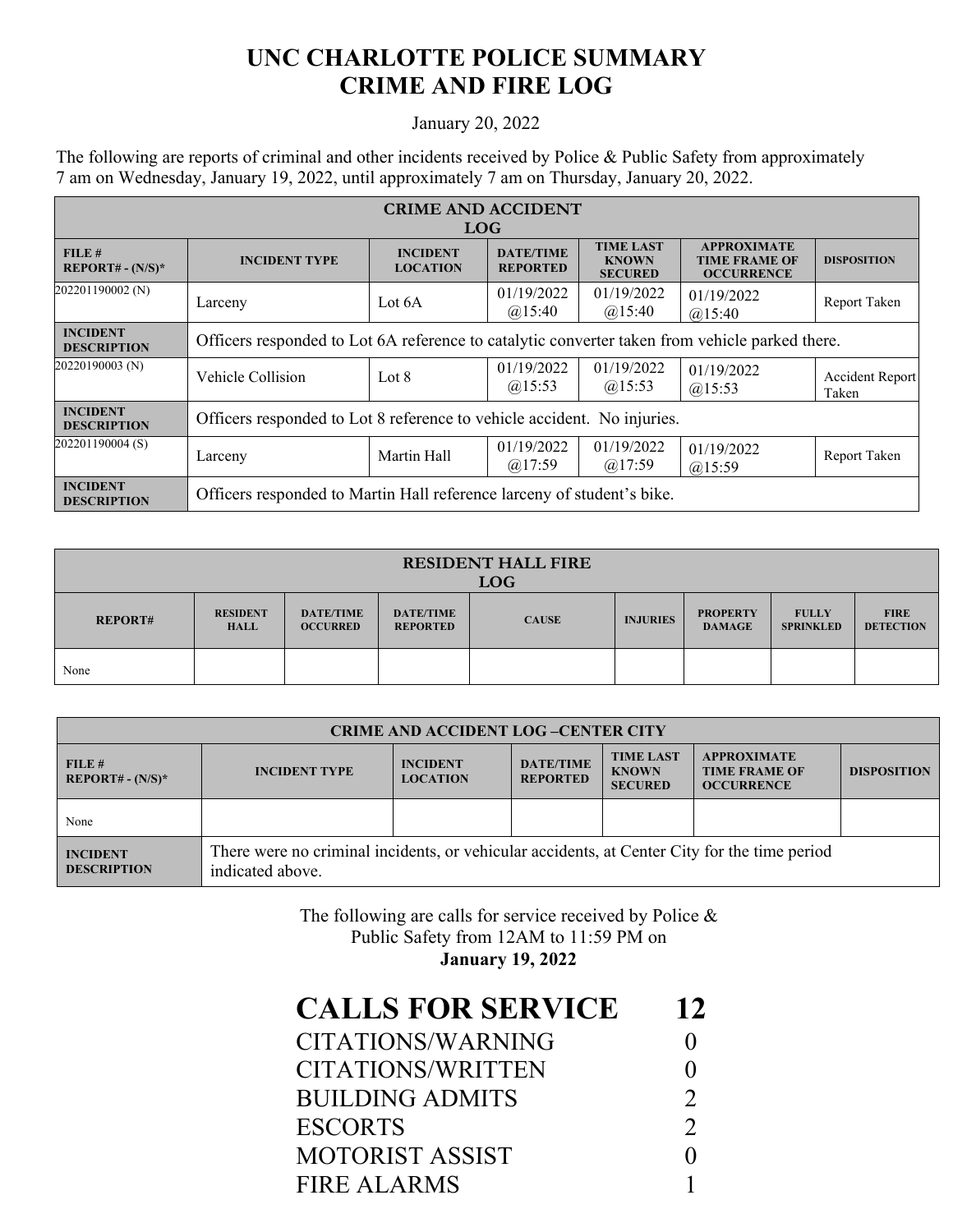# UNC CHARLOTTE POLICE SUMMARY
# CRIME AND FIRE LOG

January 20, 2022

The following are reports of criminal and other incidents received by Police & Public Safety from approximately 7 am on Wednesday, January 19, 2022, until approximately 7 am on Thursday, January 20, 2022.

| CRIME AND ACCIDENT LOG | | | | | | |
|---|---|---|---|---|---|---|
| **FILE # REPORT# - (N/S)*** | **INCIDENT TYPE** | **INCIDENT LOCATION** | **DATE/TIME REPORTED** | **TIME LAST KNOWN SECURED** | **APPROXIMATE TIME FRAME OF OCCURRENCE** | **DISPOSITION** |
| 202201190002 (N) | Larceny | Lot 6A | 01/19/2022 @15:40 | 01/19/2022 @15:40 | 01/19/2022 @15:40 | Report Taken |
| **INCIDENT DESCRIPTION** | Officers responded to Lot 6A reference to catalytic converter taken from vehicle parked there. | | | | | |
| 20220190003 (N) | Vehicle Collision | Lot 8 | 01/19/2022 @15:53 | 01/19/2022 @15:53 | 01/19/2022 @15:53 | Accident Report Taken |
| **INCIDENT DESCRIPTION** | Officers responded to Lot 8 reference to vehicle accident. No injuries. | | | | | |
| 202201190004 (S) | Larceny | Martin Hall | 01/19/2022 @17:59 | 01/19/2022 @17:59 | 01/19/2022 @15:59 | Report Taken |
| **INCIDENT DESCRIPTION** | Officers responded to Martin Hall reference larceny of student's bike. | | | | | |

| RESIDENT HALL FIRE LOG | | | | | | | | |
|---|---|---|---|---|---|---|---|---|
| **REPORT#** | **RESIDENT HALL** | **DATE/TIME OCCURRED** | **DATE/TIME REPORTED** | **CAUSE** | **INJURIES** | **PROPERTY DAMAGE** | **FULLY SPRINKLED** | **FIRE DETECTION** |
| None | | | | | | | | |

| CRIME AND ACCIDENT LOG –CENTER CITY | | | | | | |
|---|---|---|---|---|---|---|
| **FILE # REPORT# - (N/S)*** | **INCIDENT TYPE** | **INCIDENT LOCATION** | **DATE/TIME REPORTED** | **TIME LAST KNOWN SECURED** | **APPROXIMATE TIME FRAME OF OCCURRENCE** | **DISPOSITION** |
| None | | | | | | |
| **INCIDENT DESCRIPTION** | There were no criminal incidents, or vehicular accidents, at Center City for the time period indicated above. | | | | | |

The following are calls for service received by Police & Public Safety from 12AM to 11:59 PM on **January 19, 2022**

| | |
|---|---|
| **CALLS FOR SERVICE** | **12** |
| CITATIONS/WARNING | 0 |
| CITATIONS/WRITTEN | 0 |
| BUILDING ADMITS | 2 |
| ESCORTS | 2 |
| MOTORIST ASSIST | 0 |
| FIRE ALARMS | 1 |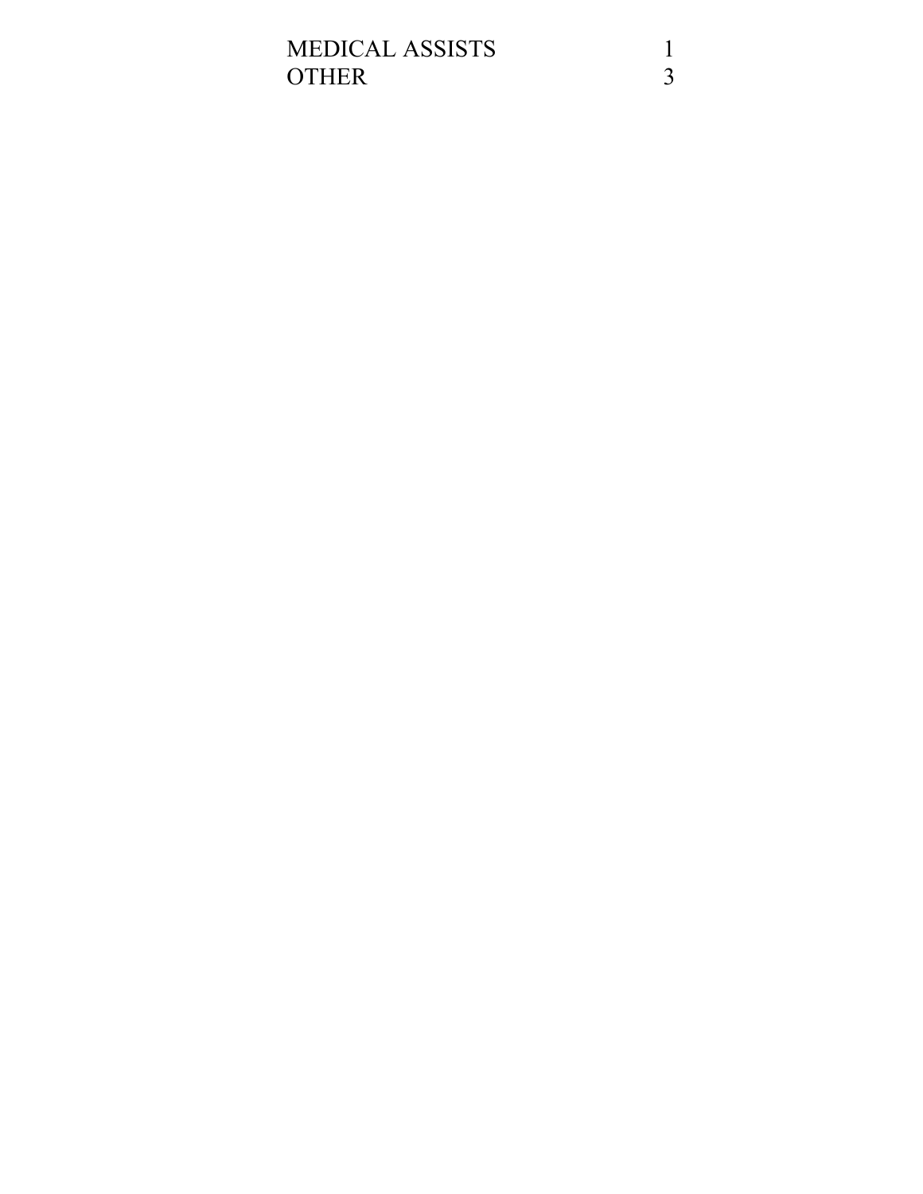| | |
|---|---|
| MEDICAL ASSISTS | 1 |
| OTHER | 3 |